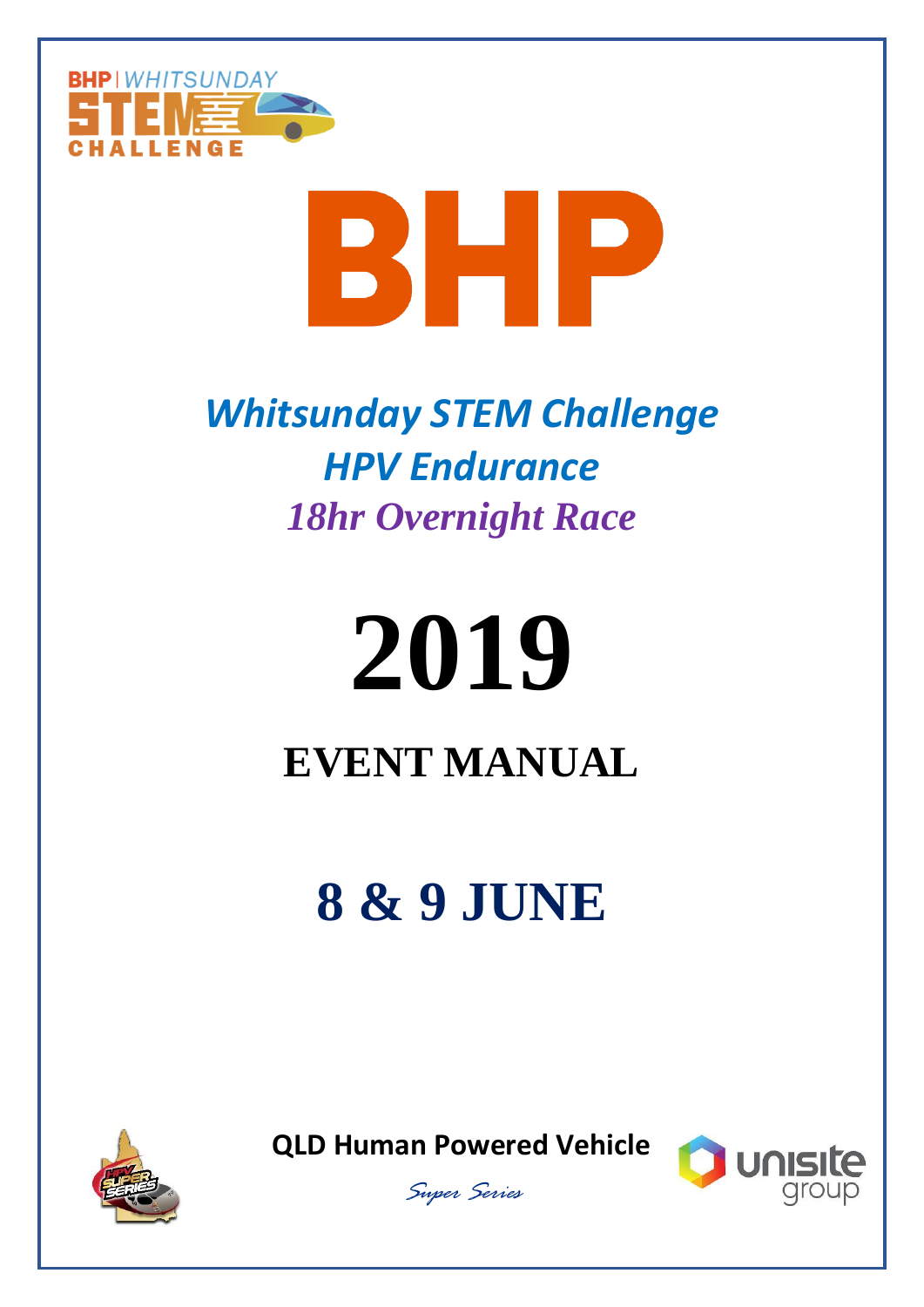BHP | WHITSUNDAY STEM CHALLENGE

# BHP

## *Whitsunday STEM Challenge*
## *HPV Endurance*
## *18hr Overnight Race*

# 2019

# EVENT MANUAL

# 8 & 9 JUNE

**QLD Human Powered Vehicle**

*Super Series*

unisite group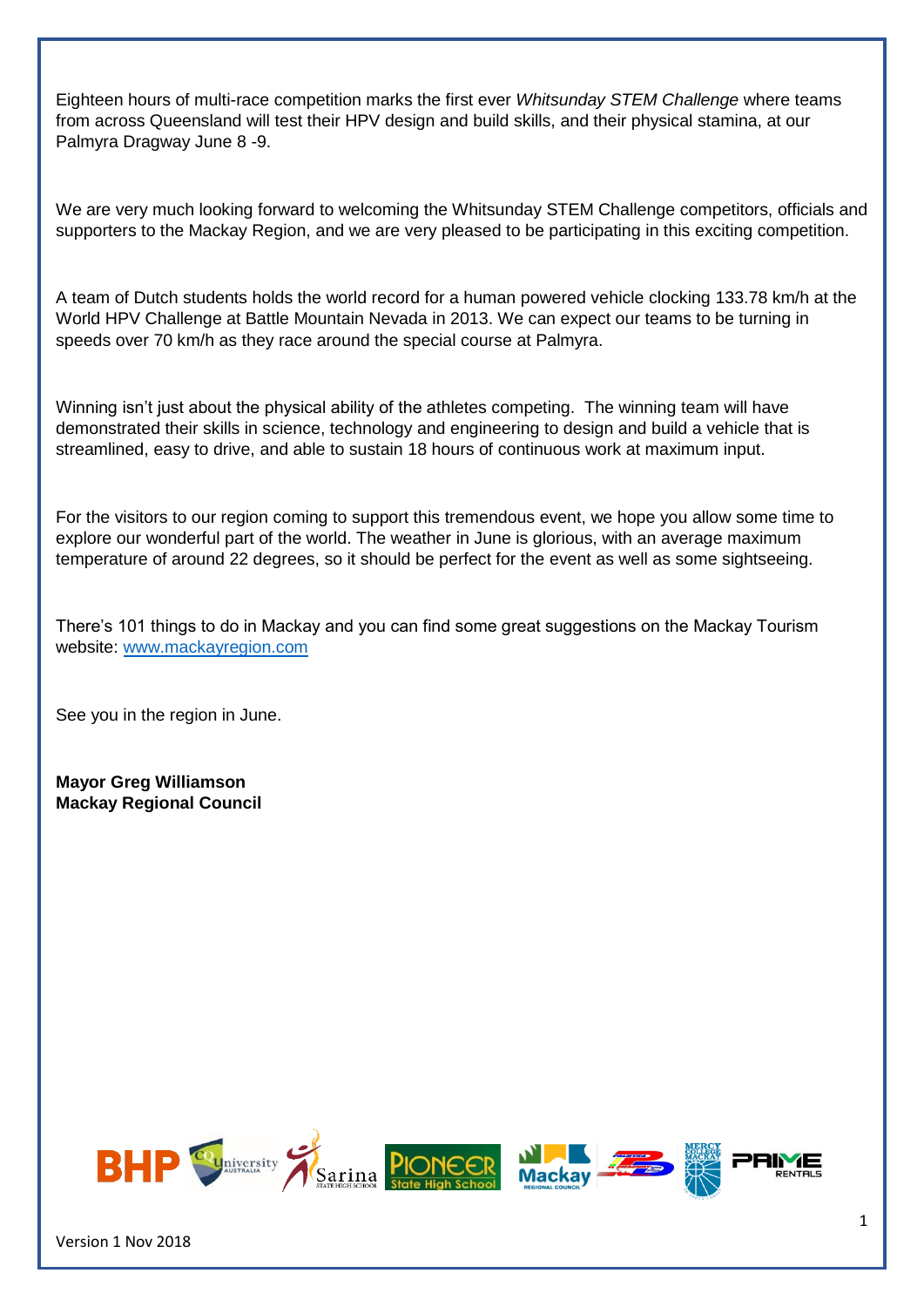Eighteen hours of multi-race competition marks the first ever *Whitsunday STEM Challenge* where teams from across Queensland will test their HPV design and build skills, and their physical stamina, at our Palmyra Dragway June 8 -9.

We are very much looking forward to welcoming the Whitsunday STEM Challenge competitors, officials and supporters to the Mackay Region, and we are very pleased to be participating in this exciting competition.

A team of Dutch students holds the world record for a human powered vehicle clocking 133.78 km/h at the World HPV Challenge at Battle Mountain Nevada in 2013. We can expect our teams to be turning in speeds over 70 km/h as they race around the special course at Palmyra.

Winning isn't just about the physical ability of the athletes competing. The winning team will have demonstrated their skills in science, technology and engineering to design and build a vehicle that is streamlined, easy to drive, and able to sustain 18 hours of continuous work at maximum input.

For the visitors to our region coming to support this tremendous event, we hope you allow some time to explore our wonderful part of the world. The weather in June is glorious, with an average maximum temperature of around 22 degrees, so it should be perfect for the event as well as some sightseeing.

There's 101 things to do in Mackay and you can find some great suggestions on the Mackay Tourism website: [www.mackayregion.com](http://www.mackayregion.com)

See you in the region in June.

**Mayor Greg Williamson**
**Mackay Regional Council**

Version 1 Nov 2018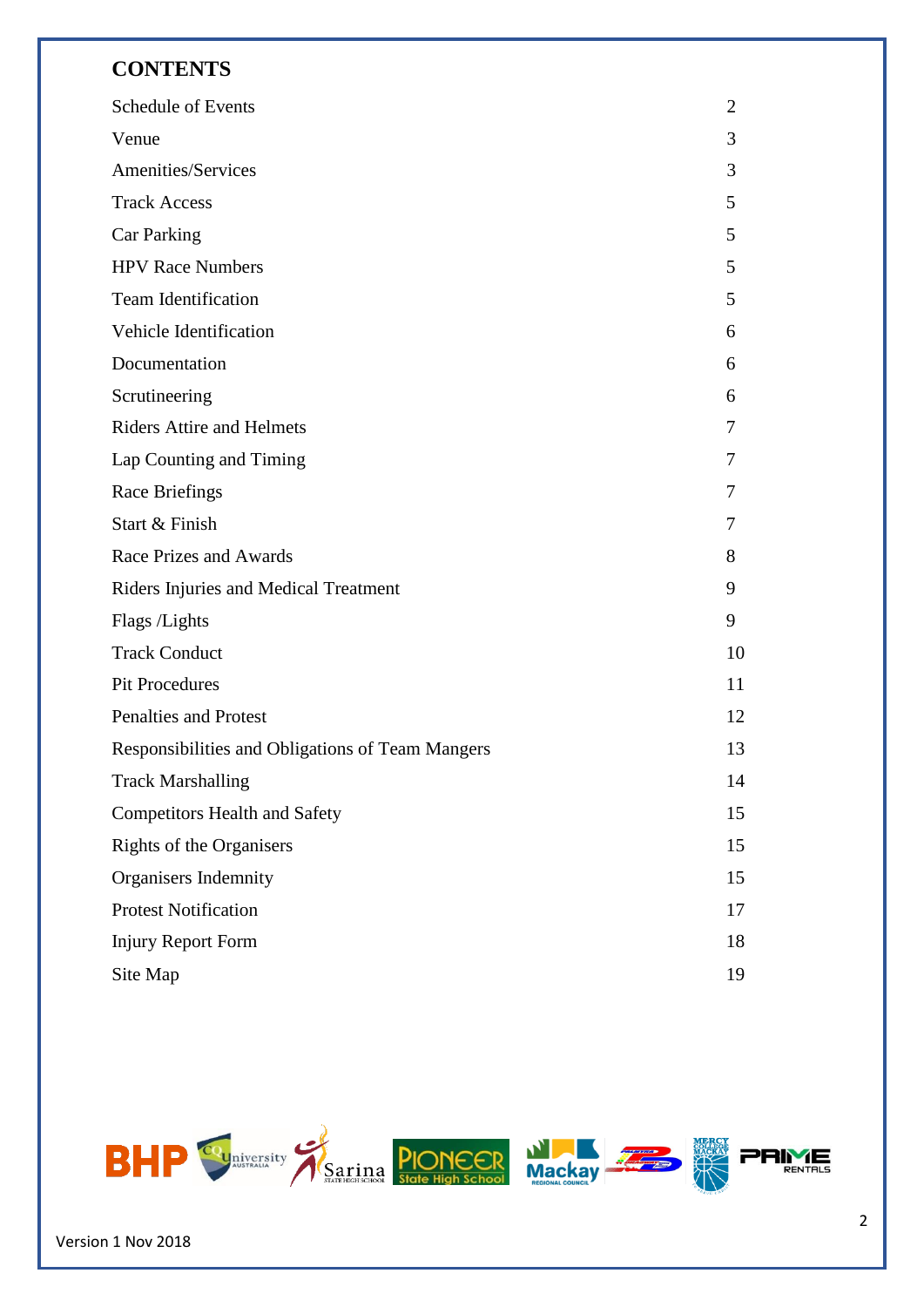## CONTENTS

| | |
|---|---|
| Schedule of Events | 2 |
| Venue | 3 |
| Amenities/Services | 3 |
| Track Access | 5 |
| Car Parking | 5 |
| HPV Race Numbers | 5 |
| Team Identification | 5 |
| Vehicle Identification | 6 |
| Documentation | 6 |
| Scrutineering | 6 |
| Riders Attire and Helmets | 7 |
| Lap Counting and Timing | 7 |
| Race Briefings | 7 |
| Start & Finish | 7 |
| Race Prizes and Awards | 8 |
| Riders Injuries and Medical Treatment | 9 |
| Flags /Lights | 9 |
| Track Conduct | 10 |
| Pit Procedures | 11 |
| Penalties and Protest | 12 |
| Responsibilities and Obligations of Team Mangers | 13 |
| Track Marshalling | 14 |
| Competitors Health and Safety | 15 |
| Rights of the Organisers | 15 |
| Organisers Indemnity | 15 |
| Protest Notification | 17 |
| Injury Report Form | 18 |
| Site Map | 19 |

Version 1 Nov 2018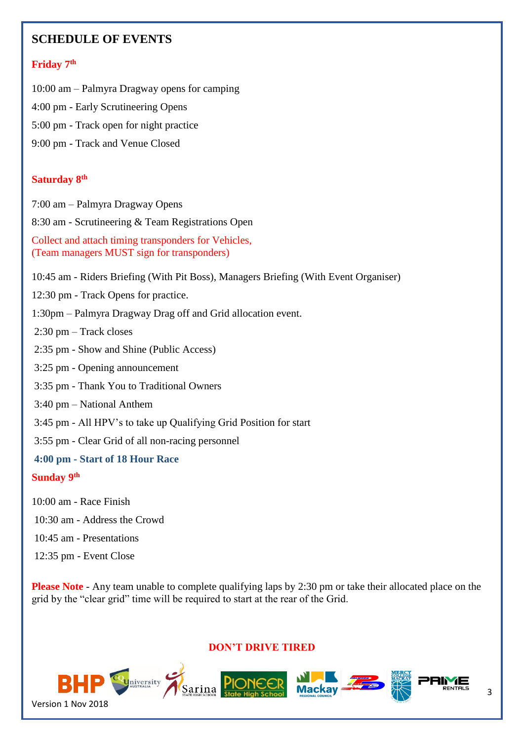# SCHEDULE OF EVENTS

## Friday 7th

10:00 am – Palmyra Dragway opens for camping

4:00 pm - Early Scrutineering Opens

5:00 pm - Track open for night practice

9:00 pm - Track and Venue Closed

## Saturday 8th

7:00 am – Palmyra Dragway Opens

8:30 am - Scrutineering & Team Registrations Open

Collect and attach timing transponders for Vehicles,
(Team managers MUST sign for transponders)

10:45 am - Riders Briefing (With Pit Boss), Managers Briefing (With Event Organiser)

12:30 pm - Track Opens for practice.

1:30pm – Palmyra Dragway Drag off and Grid allocation event.

2:30 pm – Track closes

2:35 pm - Show and Shine (Public Access)

3:25 pm - Opening announcement

3:35 pm - Thank You to Traditional Owners

3:40 pm – National Anthem

3:45 pm - All HPV's to take up Qualifying Grid Position for start

3:55 pm - Clear Grid of all non-racing personnel

**4:00 pm - Start of 18 Hour Race**

## Sunday 9th

10:00 am - Race Finish

10:30 am - Address the Crowd

10:45 am - Presentations

12:35 pm - Event Close

**Please Note** - Any team unable to complete qualifying laps by 2:30 pm or take their allocated place on the grid by the "clear grid" time will be required to start at the rear of the Grid.

**DON'T DRIVE TIRED**

Version 1 Nov 2018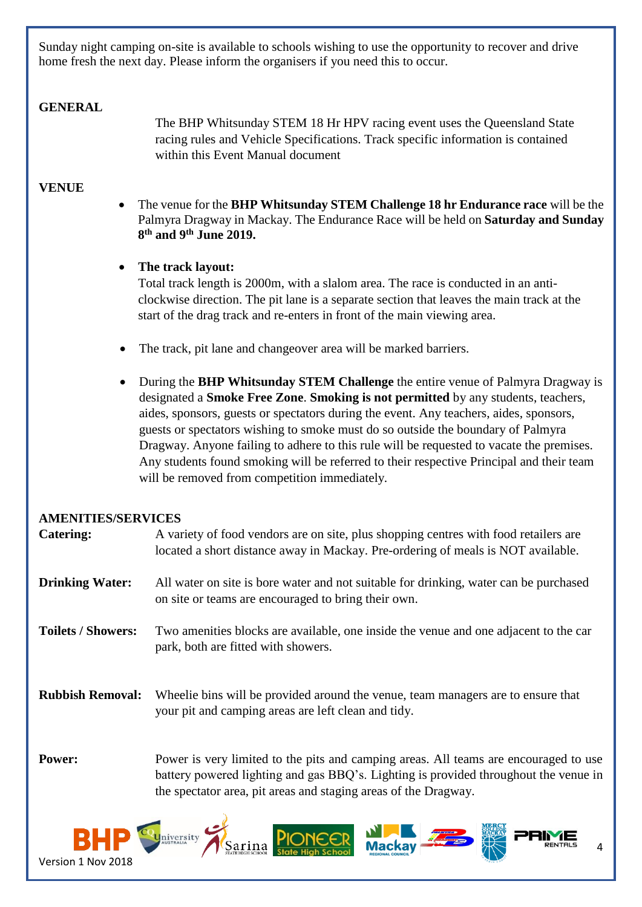Sunday night camping on-site is available to schools wishing to use the opportunity to recover and drive home fresh the next day. Please inform the organisers if you need this to occur.

## GENERAL

The BHP Whitsunday STEM 18 Hr HPV racing event uses the Queensland State racing rules and Vehicle Specifications. Track specific information is contained within this Event Manual document

## VENUE

- The venue for the **BHP Whitsunday STEM Challenge 18 hr Endurance race** will be the Palmyra Dragway in Mackay. The Endurance Race will be held on **Saturday and Sunday 8th and 9th June 2019.**

- **The track layout:**
  Total track length is 2000m, with a slalom area. The race is conducted in an anti-clockwise direction. The pit lane is a separate section that leaves the main track at the start of the drag track and re-enters in front of the main viewing area.

- The track, pit lane and changeover area will be marked barriers.

- During the **BHP Whitsunday STEM Challenge** the entire venue of Palmyra Dragway is designated a **Smoke Free Zone**. **Smoking is not permitted** by any students, teachers, aides, sponsors, guests or spectators during the event. Any teachers, aides, sponsors, guests or spectators wishing to smoke must do so outside the boundary of Palmyra Dragway. Anyone failing to adhere to this rule will be requested to vacate the premises. Any students found smoking will be referred to their respective Principal and their team will be removed from competition immediately.

## AMENITIES/SERVICES

**Catering:** A variety of food vendors are on site, plus shopping centres with food retailers are located a short distance away in Mackay. Pre-ordering of meals is NOT available.

**Drinking Water:** All water on site is bore water and not suitable for drinking, water can be purchased on site or teams are encouraged to bring their own.

**Toilets / Showers:** Two amenities blocks are available, one inside the venue and one adjacent to the car park, both are fitted with showers.

**Rubbish Removal:** Wheelie bins will be provided around the venue, team managers are to ensure that your pit and camping areas are left clean and tidy.

**Power:** Power is very limited to the pits and camping areas. All teams are encouraged to use battery powered lighting and gas BBQ's. Lighting is provided throughout the venue in the spectator area, pit areas and staging areas of the Dragway.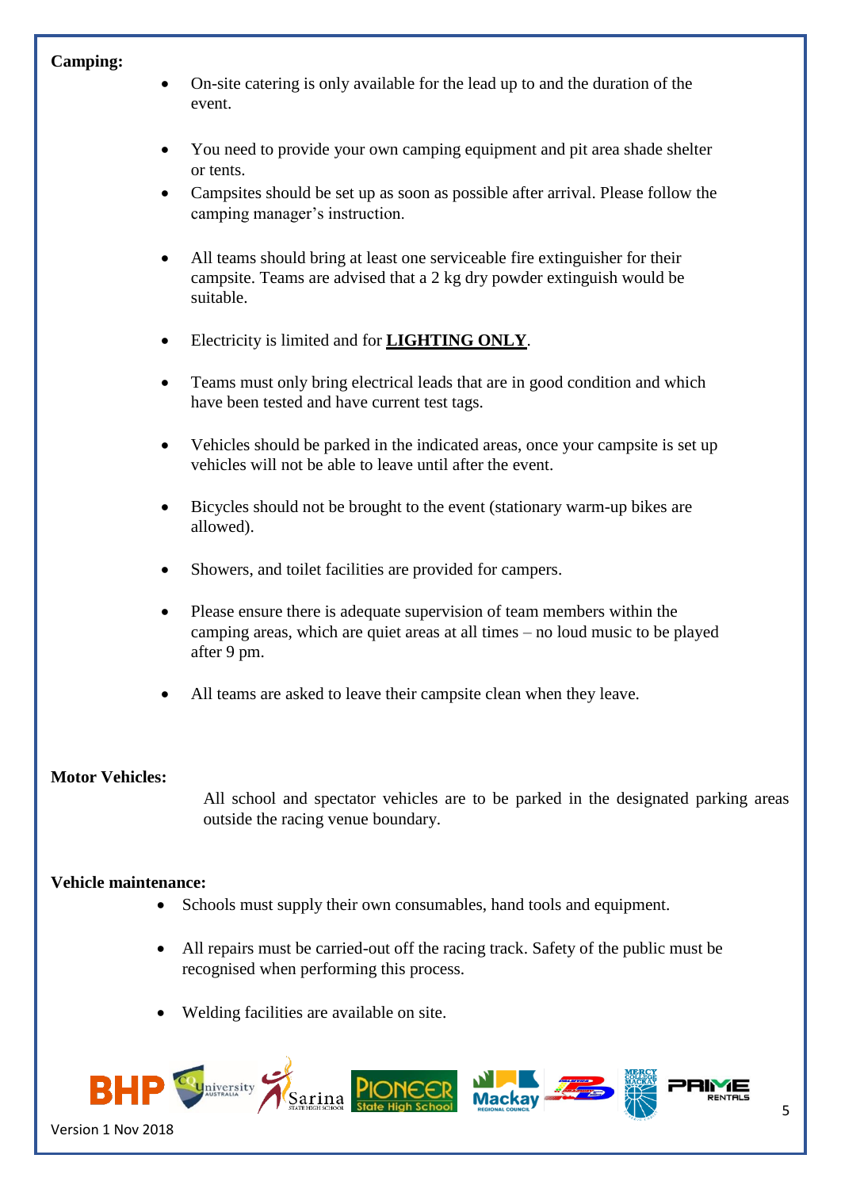**Camping:**

- On-site catering is only available for the lead up to and the duration of the event.
- You need to provide your own camping equipment and pit area shade shelter or tents.
- Campsites should be set up as soon as possible after arrival. Please follow the camping manager's instruction.
- All teams should bring at least one serviceable fire extinguisher for their campsite. Teams are advised that a 2 kg dry powder extinguish would be suitable.
- Electricity is limited and for **LIGHTING ONLY**.
- Teams must only bring electrical leads that are in good condition and which have been tested and have current test tags.
- Vehicles should be parked in the indicated areas, once your campsite is set up vehicles will not be able to leave until after the event.
- Bicycles should not be brought to the event (stationary warm-up bikes are allowed).
- Showers, and toilet facilities are provided for campers.
- Please ensure there is adequate supervision of team members within the camping areas, which are quiet areas at all times – no loud music to be played after 9 pm.
- All teams are asked to leave their campsite clean when they leave.

**Motor Vehicles:**

All school and spectator vehicles are to be parked in the designated parking areas outside the racing venue boundary.

**Vehicle maintenance:**

- Schools must supply their own consumables, hand tools and equipment.
- All repairs must be carried-out off the racing track. Safety of the public must be recognised when performing this process.
- Welding facilities are available on site.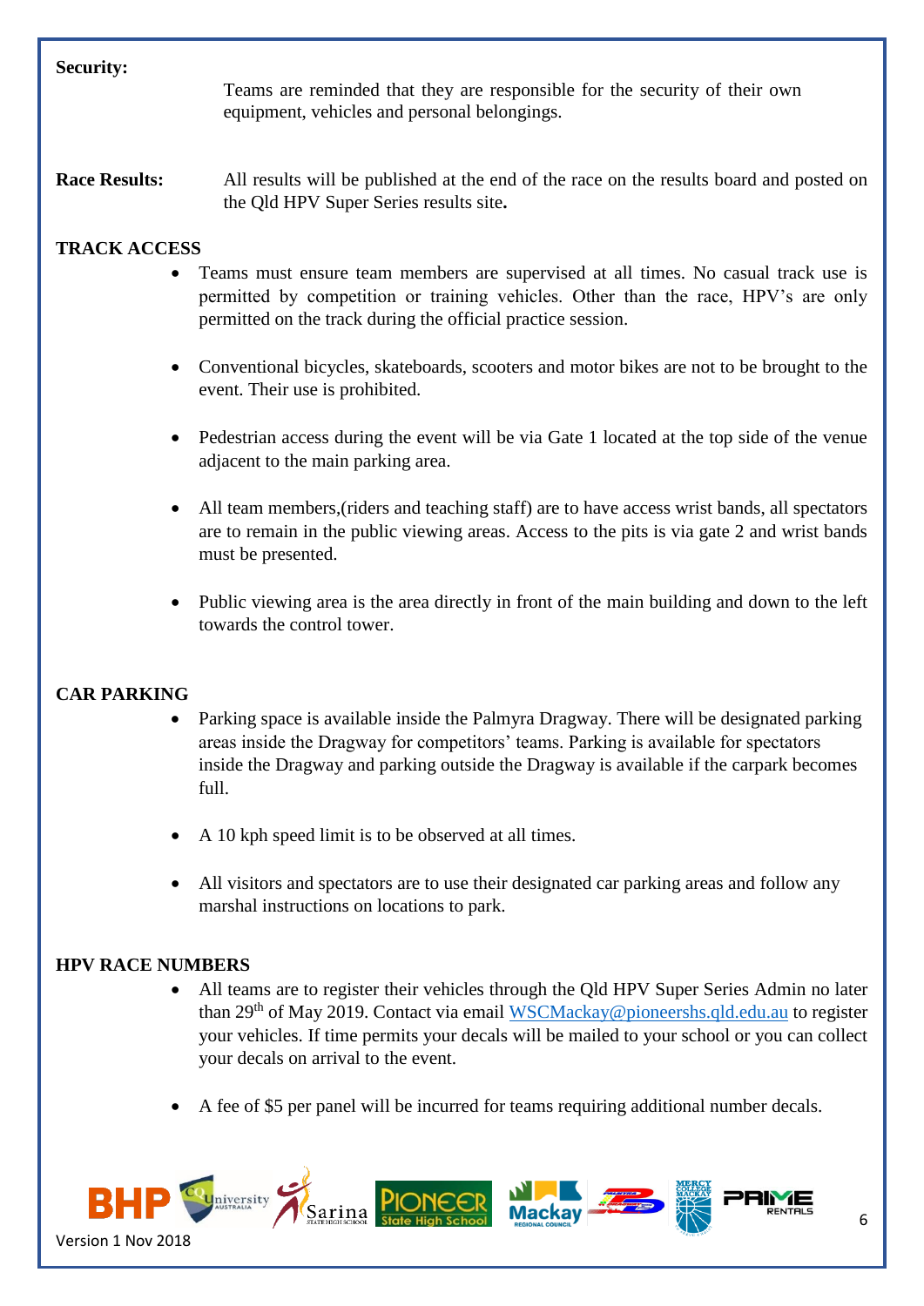**Security:**

Teams are reminded that they are responsible for the security of their own equipment, vehicles and personal belongings.

**Race Results:** All results will be published at the end of the race on the results board and posted on the Qld HPV Super Series results site**.**

## TRACK ACCESS

- Teams must ensure team members are supervised at all times. No casual track use is permitted by competition or training vehicles. Other than the race, HPV's are only permitted on the track during the official practice session.
- Conventional bicycles, skateboards, scooters and motor bikes are not to be brought to the event. Their use is prohibited.
- Pedestrian access during the event will be via Gate 1 located at the top side of the venue adjacent to the main parking area.
- All team members,(riders and teaching staff) are to have access wrist bands, all spectators are to remain in the public viewing areas. Access to the pits is via gate 2 and wrist bands must be presented.
- Public viewing area is the area directly in front of the main building and down to the left towards the control tower.

## CAR PARKING

- Parking space is available inside the Palmyra Dragway. There will be designated parking areas inside the Dragway for competitors' teams. Parking is available for spectators inside the Dragway and parking outside the Dragway is available if the carpark becomes full.
- A 10 kph speed limit is to be observed at all times.
- All visitors and spectators are to use their designated car parking areas and follow any marshal instructions on locations to park.

## HPV RACE NUMBERS

- All teams are to register their vehicles through the Qld HPV Super Series Admin no later than 29th of May 2019. Contact via email WSCMackay@pioneershs.qld.edu.au to register your vehicles. If time permits your decals will be mailed to your school or you can collect your decals on arrival to the event.
- A fee of $5 per panel will be incurred for teams requiring additional number decals.

Version 1 Nov 2018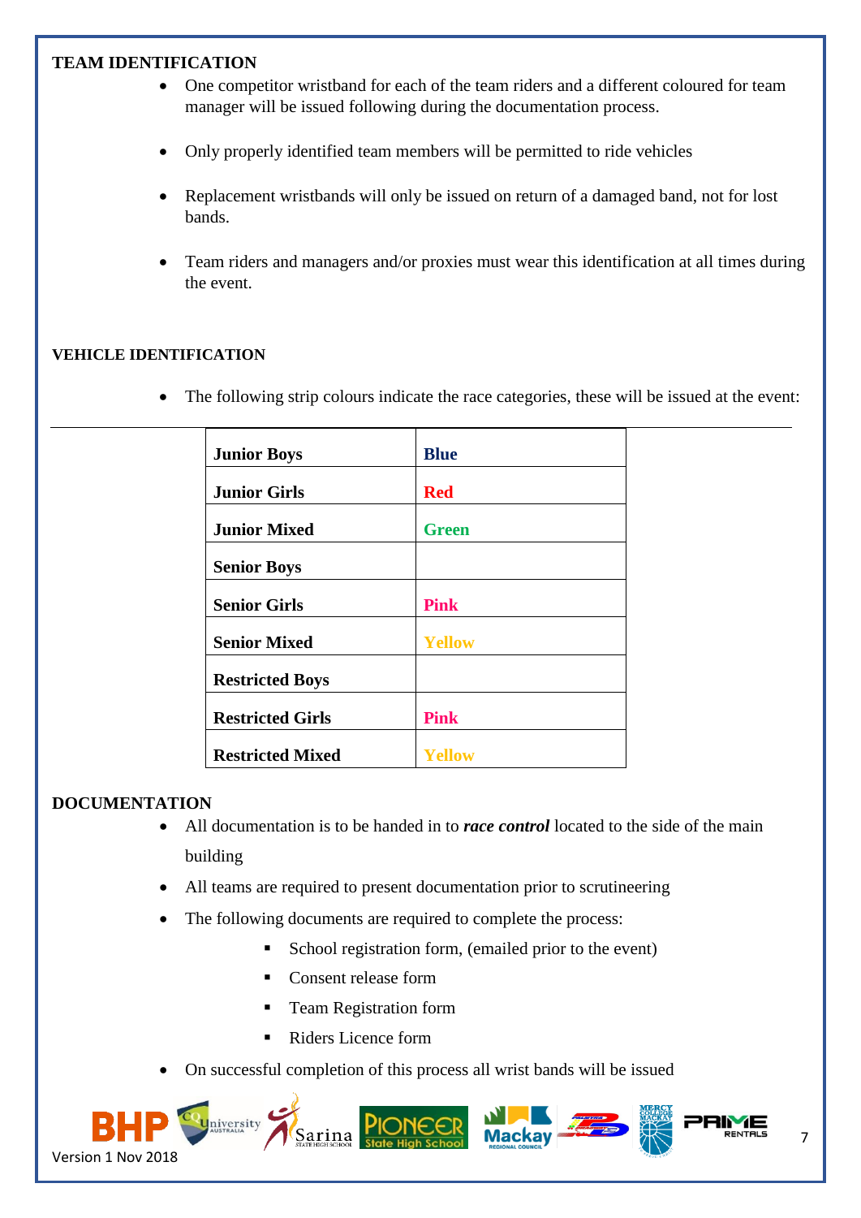## TEAM IDENTIFICATION

- One competitor wristband for each of the team riders and a different coloured for team manager will be issued following during the documentation process.
- Only properly identified team members will be permitted to ride vehicles
- Replacement wristbands will only be issued on return of a damaged band, not for lost bands.
- Team riders and managers and/or proxies must wear this identification at all times during the event.

## VEHICLE IDENTIFICATION

- The following strip colours indicate the race categories, these will be issued at the event:

| | |
|---|---|
| **Junior Boys** | **Blue** |
| **Junior Girls** | **Red** |
| **Junior Mixed** | **Green** |
| **Senior Boys** | |
| **Senior Girls** | **Pink** |
| **Senior Mixed** | **Yellow** |
| **Restricted Boys** | |
| **Restricted Girls** | **Pink** |
| **Restricted Mixed** | **Yellow** |

## DOCUMENTATION

- All documentation is to be handed in to ***race control*** located to the side of the main building
- All teams are required to present documentation prior to scrutineering
- The following documents are required to complete the process:
  - School registration form, (emailed prior to the event)
  - Consent release form
  - Team Registration form
  - Riders Licence form
- On successful completion of this process all wrist bands will be issued

Version 1 Nov 2018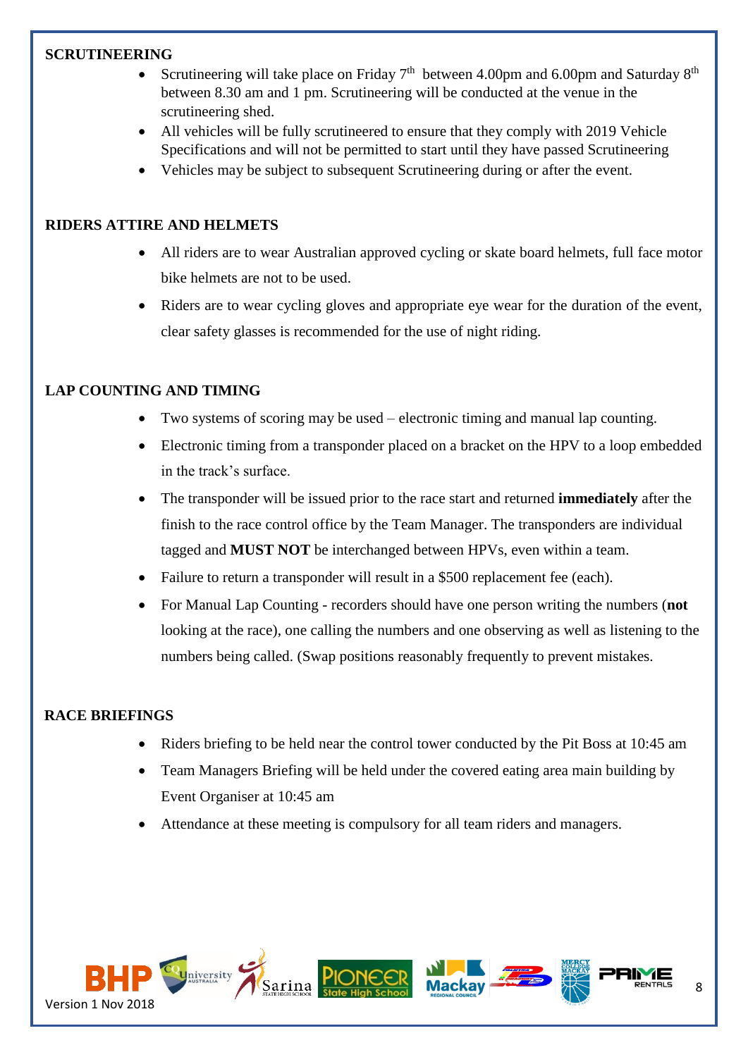## SCRUTINEERING

- Scrutineering will take place on Friday 7th between 4.00pm and 6.00pm and Saturday 8th between 8.30 am and 1 pm. Scrutineering will be conducted at the venue in the scrutineering shed.
- All vehicles will be fully scrutineered to ensure that they comply with 2019 Vehicle Specifications and will not be permitted to start until they have passed Scrutineering
- Vehicles may be subject to subsequent Scrutineering during or after the event.

## RIDERS ATTIRE AND HELMETS

- All riders are to wear Australian approved cycling or skate board helmets, full face motor bike helmets are not to be used.
- Riders are to wear cycling gloves and appropriate eye wear for the duration of the event, clear safety glasses is recommended for the use of night riding.

## LAP COUNTING AND TIMING

- Two systems of scoring may be used – electronic timing and manual lap counting.
- Electronic timing from a transponder placed on a bracket on the HPV to a loop embedded in the track's surface.
- The transponder will be issued prior to the race start and returned **immediately** after the finish to the race control office by the Team Manager. The transponders are individual tagged and **MUST NOT** be interchanged between HPVs, even within a team.
- Failure to return a transponder will result in a $500 replacement fee (each).
- For Manual Lap Counting - recorders should have one person writing the numbers (**not** looking at the race), one calling the numbers and one observing as well as listening to the numbers being called. (Swap positions reasonably frequently to prevent mistakes.

## RACE BRIEFINGS

- Riders briefing to be held near the control tower conducted by the Pit Boss at 10:45 am
- Team Managers Briefing will be held under the covered eating area main building by Event Organiser at 10:45 am
- Attendance at these meeting is compulsory for all team riders and managers.

Version 1 Nov 2018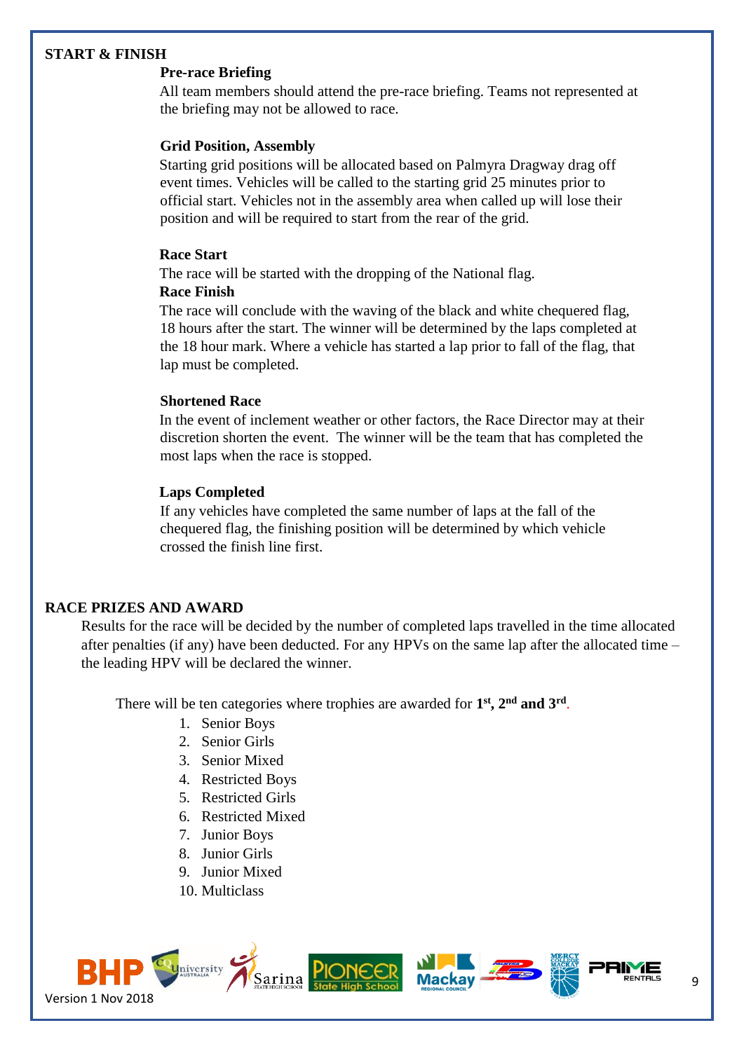## START & FINISH

### Pre-race Briefing

All team members should attend the pre-race briefing. Teams not represented at the briefing may not be allowed to race.

### Grid Position, Assembly

Starting grid positions will be allocated based on Palmyra Dragway drag off event times. Vehicles will be called to the starting grid 25 minutes prior to official start. Vehicles not in the assembly area when called up will lose their position and will be required to start from the rear of the grid.

### Race Start

The race will be started with the dropping of the National flag.

### Race Finish

The race will conclude with the waving of the black and white chequered flag, 18 hours after the start. The winner will be determined by the laps completed at the 18 hour mark. Where a vehicle has started a lap prior to fall of the flag, that lap must be completed.

### Shortened Race

In the event of inclement weather or other factors, the Race Director may at their discretion shorten the event. The winner will be the team that has completed the most laps when the race is stopped.

### Laps Completed

If any vehicles have completed the same number of laps at the fall of the chequered flag, the finishing position will be determined by which vehicle crossed the finish line first.

## RACE PRIZES AND AWARD

Results for the race will be decided by the number of completed laps travelled in the time allocated after penalties (if any) have been deducted. For any HPVs on the same lap after the allocated time – the leading HPV will be declared the winner.

There will be ten categories where trophies are awarded for **1st, 2nd and 3rd**.

1. Senior Boys
2. Senior Girls
3. Senior Mixed
4. Restricted Boys
5. Restricted Girls
6. Restricted Mixed
7. Junior Boys
8. Junior Girls
9. Junior Mixed
10. Multiclass

Version 1 Nov 2018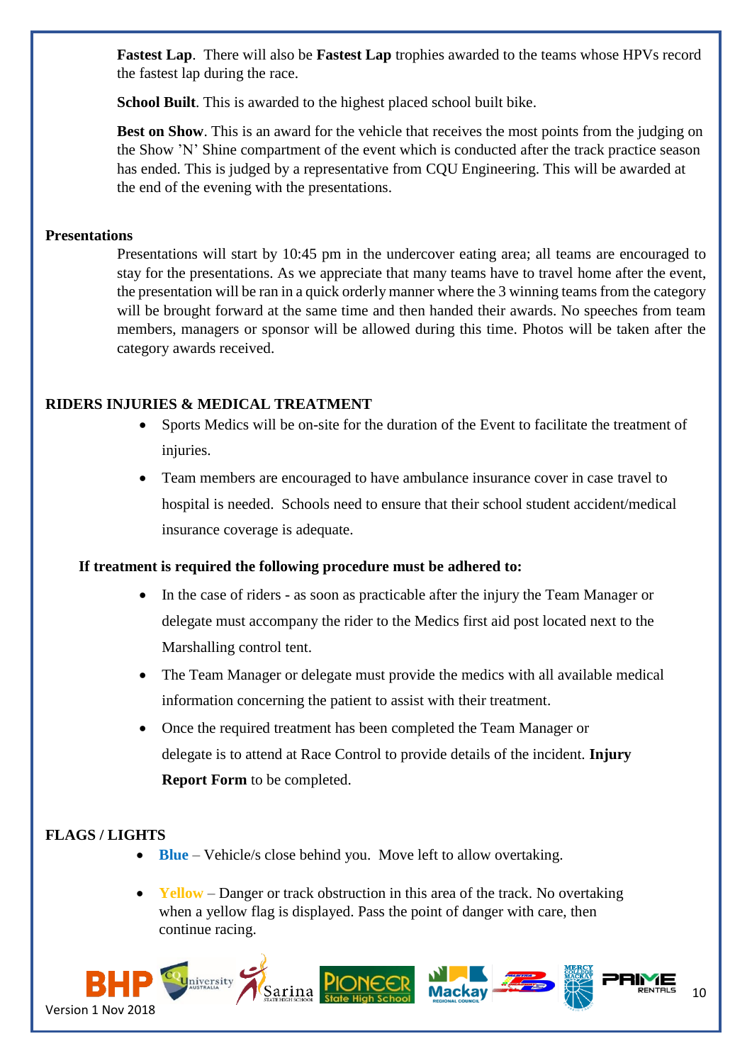**Fastest Lap**. There will also be **Fastest Lap** trophies awarded to the teams whose HPVs record the fastest lap during the race.

**School Built**. This is awarded to the highest placed school built bike.

**Best on Show**. This is an award for the vehicle that receives the most points from the judging on the Show 'N' Shine compartment of the event which is conducted after the track practice season has ended. This is judged by a representative from CQU Engineering. This will be awarded at the end of the evening with the presentations.

**Presentations**

Presentations will start by 10:45 pm in the undercover eating area; all teams are encouraged to stay for the presentations. As we appreciate that many teams have to travel home after the event, the presentation will be ran in a quick orderly manner where the 3 winning teams from the category will be brought forward at the same time and then handed their awards. No speeches from team members, managers or sponsor will be allowed during this time. Photos will be taken after the category awards received.

## RIDERS INJURIES & MEDICAL TREATMENT

- Sports Medics will be on-site for the duration of the Event to facilitate the treatment of injuries.
- Team members are encouraged to have ambulance insurance cover in case travel to hospital is needed. Schools need to ensure that their school student accident/medical insurance coverage is adequate.

**If treatment is required the following procedure must be adhered to:**

- In the case of riders - as soon as practicable after the injury the Team Manager or delegate must accompany the rider to the Medics first aid post located next to the Marshalling control tent.
- The Team Manager or delegate must provide the medics with all available medical information concerning the patient to assist with their treatment.
- Once the required treatment has been completed the Team Manager or delegate is to attend at Race Control to provide details of the incident. **Injury Report Form** to be completed.

## FLAGS / LIGHTS

- **Blue** – Vehicle/s close behind you. Move left to allow overtaking.
- **Yellow** – Danger or track obstruction in this area of the track. No overtaking when a yellow flag is displayed. Pass the point of danger with care, then continue racing.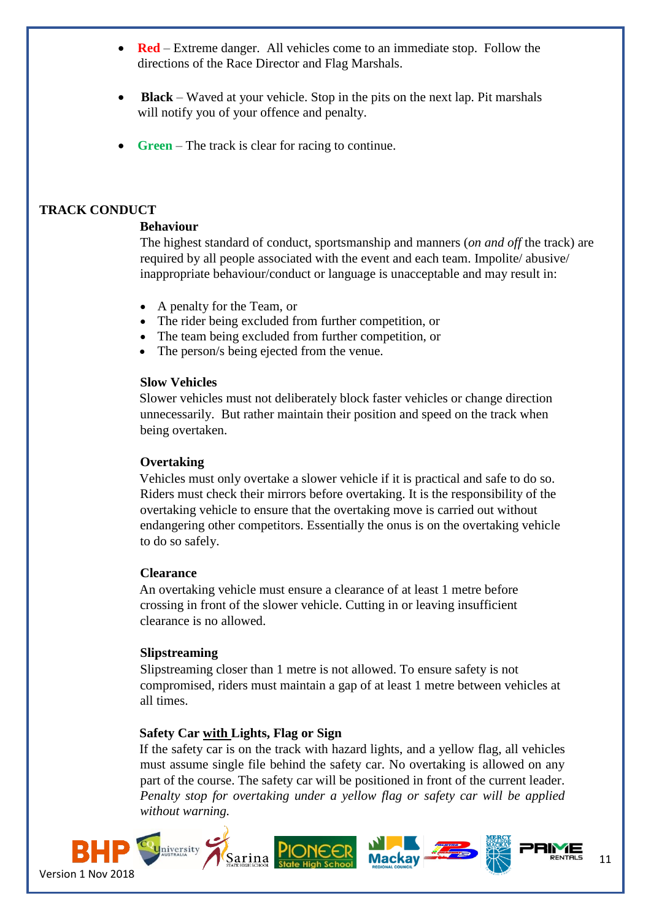- **Red** – Extreme danger. All vehicles come to an immediate stop. Follow the directions of the Race Director and Flag Marshals.

- **Black** – Waved at your vehicle. Stop in the pits on the next lap. Pit marshals will notify you of your offence and penalty.

- **Green** – The track is clear for racing to continue.

## TRACK CONDUCT

### Behaviour

The highest standard of conduct, sportsmanship and manners (*on and off* the track) are required by all people associated with the event and each team. Impolite/ abusive/ inappropriate behaviour/conduct or language is unacceptable and may result in:

- A penalty for the Team, or
- The rider being excluded from further competition, or
- The team being excluded from further competition, or
- The person/s being ejected from the venue.

### Slow Vehicles

Slower vehicles must not deliberately block faster vehicles or change direction unnecessarily. But rather maintain their position and speed on the track when being overtaken.

### Overtaking

Vehicles must only overtake a slower vehicle if it is practical and safe to do so. Riders must check their mirrors before overtaking. It is the responsibility of the overtaking vehicle to ensure that the overtaking move is carried out without endangering other competitors. Essentially the onus is on the overtaking vehicle to do so safely.

### Clearance

An overtaking vehicle must ensure a clearance of at least 1 metre before crossing in front of the slower vehicle. Cutting in or leaving insufficient clearance is no allowed.

### Slipstreaming

Slipstreaming closer than 1 metre is not allowed. To ensure safety is not compromised, riders must maintain a gap of at least 1 metre between vehicles at all times.

### Safety Car with Lights, Flag or Sign

If the safety car is on the track with hazard lights, and a yellow flag, all vehicles must assume single file behind the safety car. No overtaking is allowed on any part of the course. The safety car will be positioned in front of the current leader. *Penalty stop for overtaking under a yellow flag or safety car will be applied without warning.*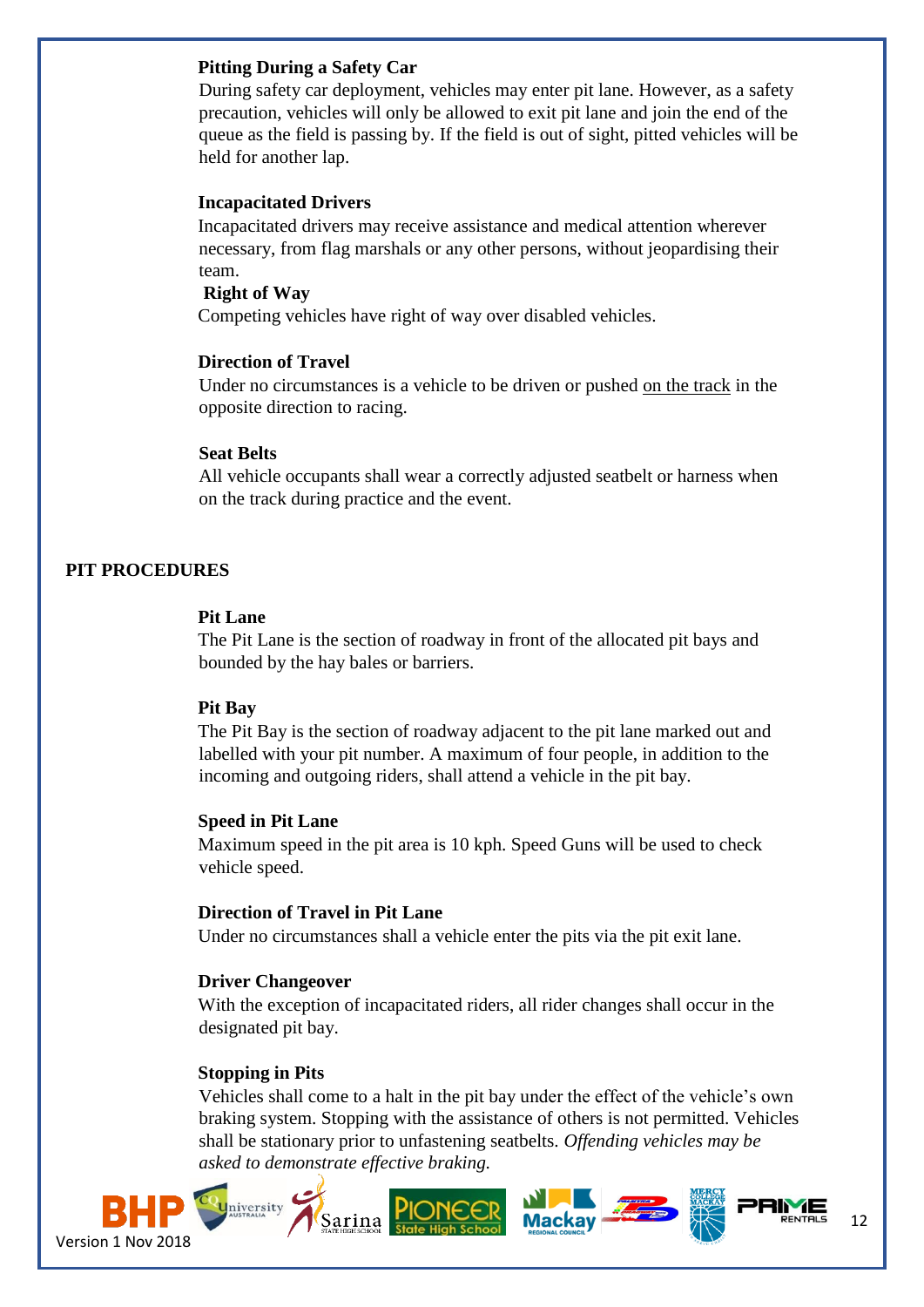**Pitting During a Safety Car**

During safety car deployment, vehicles may enter pit lane. However, as a safety precaution, vehicles will only be allowed to exit pit lane and join the end of the queue as the field is passing by. If the field is out of sight, pitted vehicles will be held for another lap.

**Incapacitated Drivers**

Incapacitated drivers may receive assistance and medical attention wherever necessary, from flag marshals or any other persons, without jeopardising their team.

**Right of Way**

Competing vehicles have right of way over disabled vehicles.

**Direction of Travel**

Under no circumstances is a vehicle to be driven or pushed on the track in the opposite direction to racing.

**Seat Belts**

All vehicle occupants shall wear a correctly adjusted seatbelt or harness when on the track during practice and the event.

## PIT PROCEDURES

**Pit Lane**

The Pit Lane is the section of roadway in front of the allocated pit bays and bounded by the hay bales or barriers.

**Pit Bay**

The Pit Bay is the section of roadway adjacent to the pit lane marked out and labelled with your pit number. A maximum of four people, in addition to the incoming and outgoing riders, shall attend a vehicle in the pit bay.

**Speed in Pit Lane**

Maximum speed in the pit area is 10 kph. Speed Guns will be used to check vehicle speed.

**Direction of Travel in Pit Lane**

Under no circumstances shall a vehicle enter the pits via the pit exit lane.

**Driver Changeover**

With the exception of incapacitated riders, all rider changes shall occur in the designated pit bay.

**Stopping in Pits**

Vehicles shall come to a halt in the pit bay under the effect of the vehicle's own braking system. Stopping with the assistance of others is not permitted. Vehicles shall be stationary prior to unfastening seatbelts. *Offending vehicles may be asked to demonstrate effective braking.*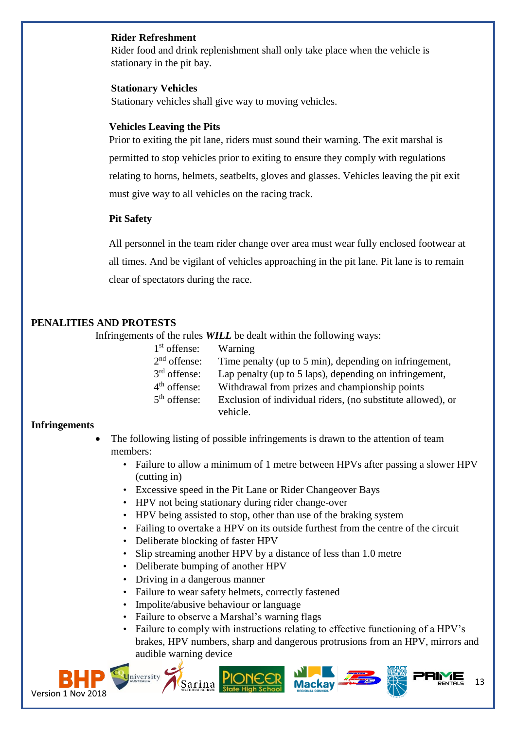### Rider Refreshment

Rider food and drink replenishment shall only take place when the vehicle is stationary in the pit bay.

### Stationary Vehicles

Stationary vehicles shall give way to moving vehicles.

### Vehicles Leaving the Pits

Prior to exiting the pit lane, riders must sound their warning. The exit marshal is permitted to stop vehicles prior to exiting to ensure they comply with regulations relating to horns, helmets, seatbelts, gloves and glasses. Vehicles leaving the pit exit must give way to all vehicles on the racing track.

### Pit Safety

All personnel in the team rider change over area must wear fully enclosed footwear at all times. And be vigilant of vehicles approaching in the pit lane. Pit lane is to remain clear of spectators during the race.

## PENALITIES AND PROTESTS

Infringements of the rules ***WILL*** be dealt within the following ways:

| | |
|---|---|
| 1st offense: | Warning |
| 2nd offense: | Time penalty (up to 5 min), depending on infringement, |
| 3rd offense: | Lap penalty (up to 5 laps), depending on infringement, |
| 4th offense: | Withdrawal from prizes and championship points |
| 5th offense: | Exclusion of individual riders, (no substitute allowed), or vehicle. |

### Infringements

- The following listing of possible infringements is drawn to the attention of team members:
  - Failure to allow a minimum of 1 metre between HPVs after passing a slower HPV (cutting in)
  - Excessive speed in the Pit Lane or Rider Changeover Bays
  - HPV not being stationary during rider change-over
  - HPV being assisted to stop, other than use of the braking system
  - Failing to overtake a HPV on its outside furthest from the centre of the circuit
  - Deliberate blocking of faster HPV
  - Slip streaming another HPV by a distance of less than 1.0 metre
  - Deliberate bumping of another HPV
  - Driving in a dangerous manner
  - Failure to wear safety helmets, correctly fastened
  - Impolite/abusive behaviour or language
  - Failure to observe a Marshal's warning flags
  - Failure to comply with instructions relating to effective functioning of a HPV's brakes, HPV numbers, sharp and dangerous protrusions from an HPV, mirrors and audible warning device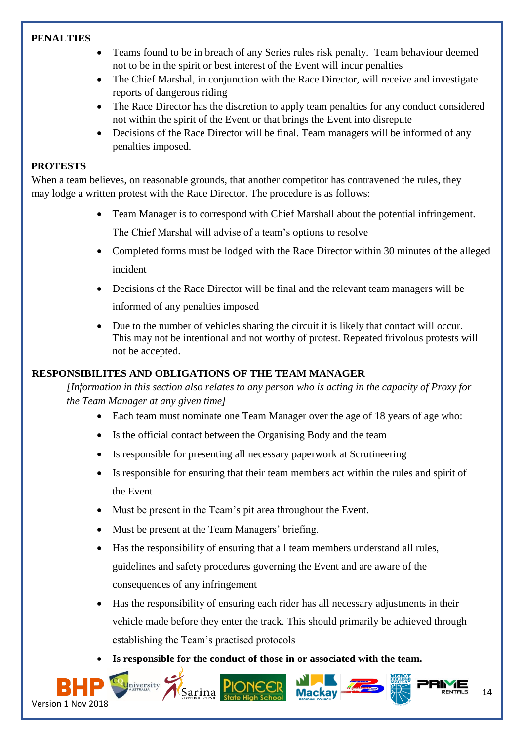## PENALTIES

- Teams found to be in breach of any Series rules risk penalty. Team behaviour deemed not to be in the spirit or best interest of the Event will incur penalties
- The Chief Marshal, in conjunction with the Race Director, will receive and investigate reports of dangerous riding
- The Race Director has the discretion to apply team penalties for any conduct considered not within the spirit of the Event or that brings the Event into disrepute
- Decisions of the Race Director will be final. Team managers will be informed of any penalties imposed.

## PROTESTS

When a team believes, on reasonable grounds, that another competitor has contravened the rules, they may lodge a written protest with the Race Director. The procedure is as follows:

- Team Manager is to correspond with Chief Marshall about the potential infringement. The Chief Marshal will advise of a team's options to resolve
- Completed forms must be lodged with the Race Director within 30 minutes of the alleged incident
- Decisions of the Race Director will be final and the relevant team managers will be informed of any penalties imposed
- Due to the number of vehicles sharing the circuit it is likely that contact will occur. This may not be intentional and not worthy of protest. Repeated frivolous protests will not be accepted.

## RESPONSIBILITES AND OBLIGATIONS OF THE TEAM MANAGER

*[Information in this section also relates to any person who is acting in the capacity of Proxy for the Team Manager at any given time]*

- Each team must nominate one Team Manager over the age of 18 years of age who:
- Is the official contact between the Organising Body and the team
- Is responsible for presenting all necessary paperwork at Scrutineering
- Is responsible for ensuring that their team members act within the rules and spirit of the Event
- Must be present in the Team's pit area throughout the Event.
- Must be present at the Team Managers' briefing.
- Has the responsibility of ensuring that all team members understand all rules, guidelines and safety procedures governing the Event and are aware of the consequences of any infringement
- Has the responsibility of ensuring each rider has all necessary adjustments in their vehicle made before they enter the track. This should primarily be achieved through establishing the Team's practised protocols
- **Is responsible for the conduct of those in or associated with the team.**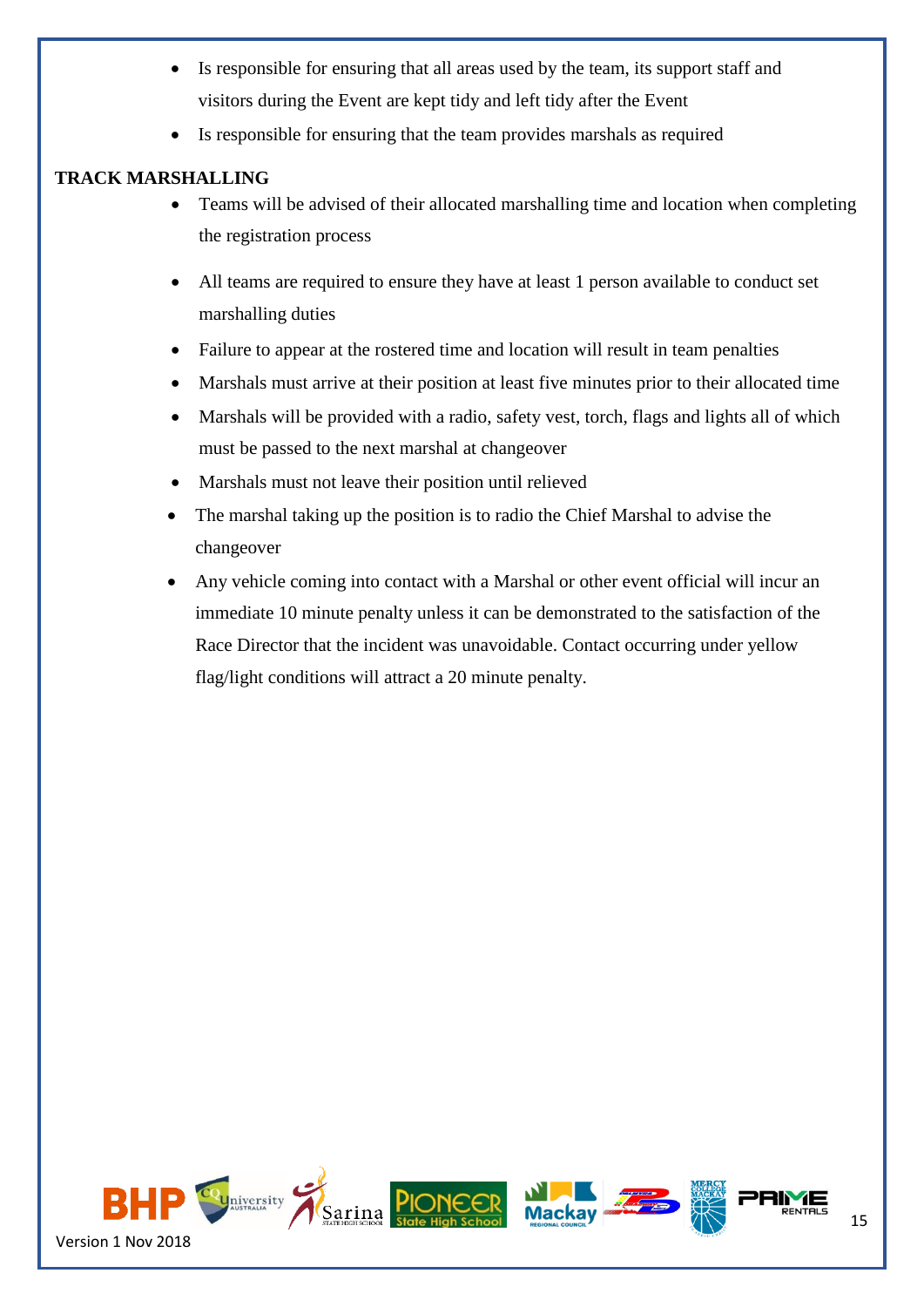- Is responsible for ensuring that all areas used by the team, its support staff and visitors during the Event are kept tidy and left tidy after the Event
- Is responsible for ensuring that the team provides marshals as required

**TRACK MARSHALLING**

- Teams will be advised of their allocated marshalling time and location when completing the registration process
- All teams are required to ensure they have at least 1 person available to conduct set marshalling duties
- Failure to appear at the rostered time and location will result in team penalties
- Marshals must arrive at their position at least five minutes prior to their allocated time
- Marshals will be provided with a radio, safety vest, torch, flags and lights all of which must be passed to the next marshal at changeover
- Marshals must not leave their position until relieved
- The marshal taking up the position is to radio the Chief Marshal to advise the changeover
- Any vehicle coming into contact with a Marshal or other event official will incur an immediate 10 minute penalty unless it can be demonstrated to the satisfaction of the Race Director that the incident was unavoidable. Contact occurring under yellow flag/light conditions will attract a 20 minute penalty.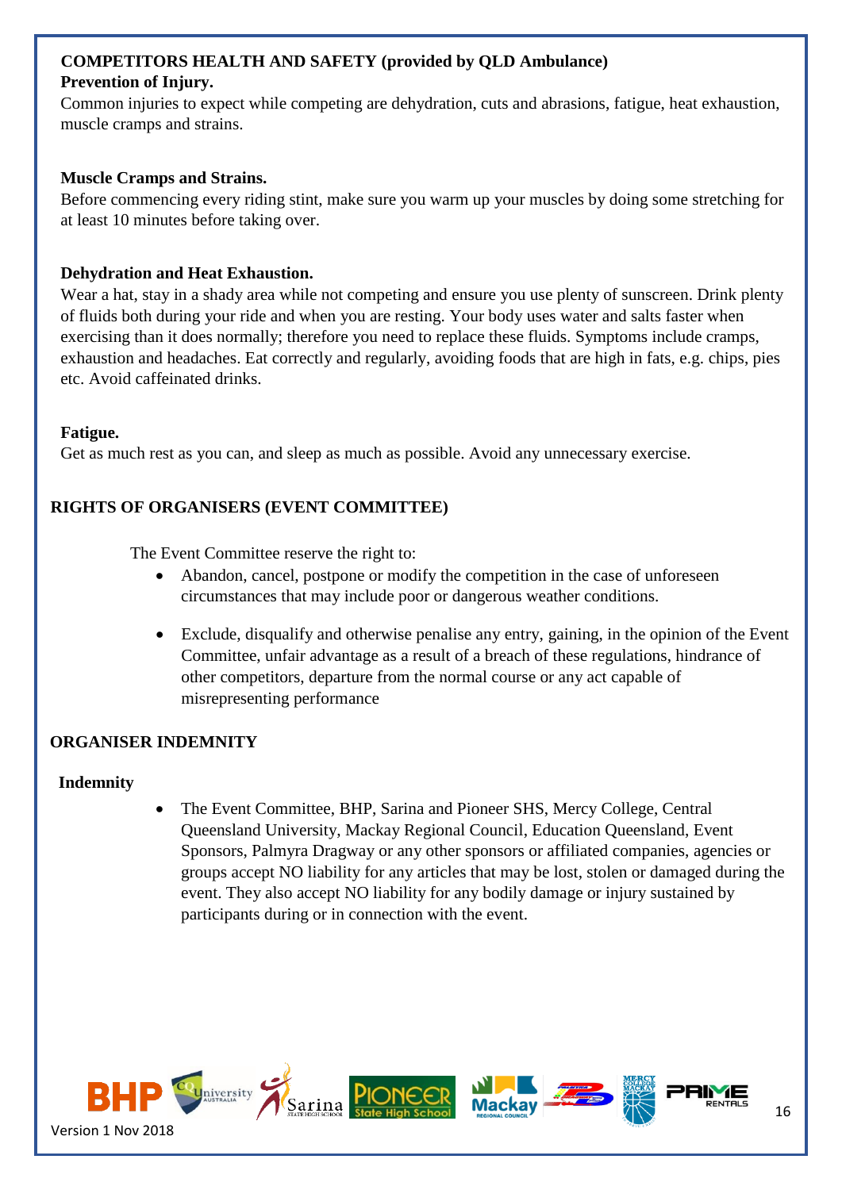## COMPETITORS HEALTH AND SAFETY (provided by QLD Ambulance)

### Prevention of Injury.

Common injuries to expect while competing are dehydration, cuts and abrasions, fatigue, heat exhaustion, muscle cramps and strains.

### Muscle Cramps and Strains.

Before commencing every riding stint, make sure you warm up your muscles by doing some stretching for at least 10 minutes before taking over.

### Dehydration and Heat Exhaustion.

Wear a hat, stay in a shady area while not competing and ensure you use plenty of sunscreen. Drink plenty of fluids both during your ride and when you are resting. Your body uses water and salts faster when exercising than it does normally; therefore you need to replace these fluids. Symptoms include cramps, exhaustion and headaches. Eat correctly and regularly, avoiding foods that are high in fats, e.g. chips, pies etc. Avoid caffeinated drinks.

### Fatigue.

Get as much rest as you can, and sleep as much as possible. Avoid any unnecessary exercise.

## RIGHTS OF ORGANISERS (EVENT COMMITTEE)

The Event Committee reserve the right to:

- Abandon, cancel, postpone or modify the competition in the case of unforeseen circumstances that may include poor or dangerous weather conditions.
- Exclude, disqualify and otherwise penalise any entry, gaining, in the opinion of the Event Committee, unfair advantage as a result of a breach of these regulations, hindrance of other competitors, departure from the normal course or any act capable of misrepresenting performance

## ORGANISER INDEMNITY

### Indemnity

- The Event Committee, BHP, Sarina and Pioneer SHS, Mercy College, Central Queensland University, Mackay Regional Council, Education Queensland, Event Sponsors, Palmyra Dragway or any other sponsors or affiliated companies, agencies or groups accept NO liability for any articles that may be lost, stolen or damaged during the event. They also accept NO liability for any bodily damage or injury sustained by participants during or in connection with the event.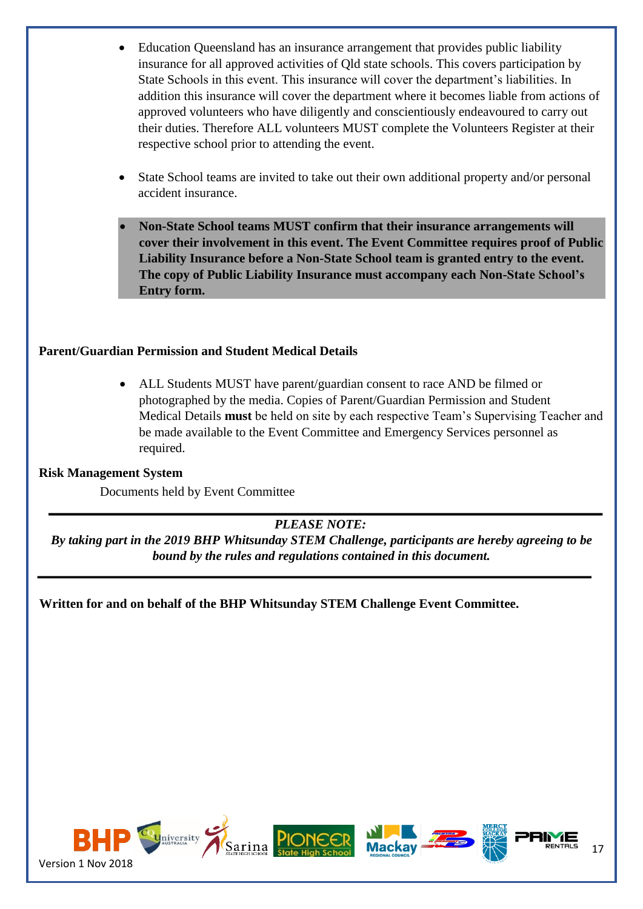- Education Queensland has an insurance arrangement that provides public liability insurance for all approved activities of Qld state schools. This covers participation by State Schools in this event. This insurance will cover the department's liabilities. In addition this insurance will cover the department where it becomes liable from actions of approved volunteers who have diligently and conscientiously endeavoured to carry out their duties. Therefore ALL volunteers MUST complete the Volunteers Register at their respective school prior to attending the event.

- State School teams are invited to take out their own additional property and/or personal accident insurance.

- **Non-State School teams MUST confirm that their insurance arrangements will cover their involvement in this event. The Event Committee requires proof of Public Liability Insurance before a Non-State School team is granted entry to the event. The copy of Public Liability Insurance must accompany each Non-State School's Entry form.**

**Parent/Guardian Permission and Student Medical Details**

- ALL Students MUST have parent/guardian consent to race AND be filmed or photographed by the media. Copies of Parent/Guardian Permission and Student Medical Details **must** be held on site by each respective Team's Supervising Teacher and be made available to the Event Committee and Emergency Services personnel as required.

**Risk Management System**

Documents held by Event Committee

---

***PLEASE NOTE:***

***By taking part in the 2019 BHP Whitsunday STEM Challenge, participants are hereby agreeing to be bound by the rules and regulations contained in this document.***

---

**Written for and on behalf of the BHP Whitsunday STEM Challenge Event Committee.**

Version 1 Nov 2018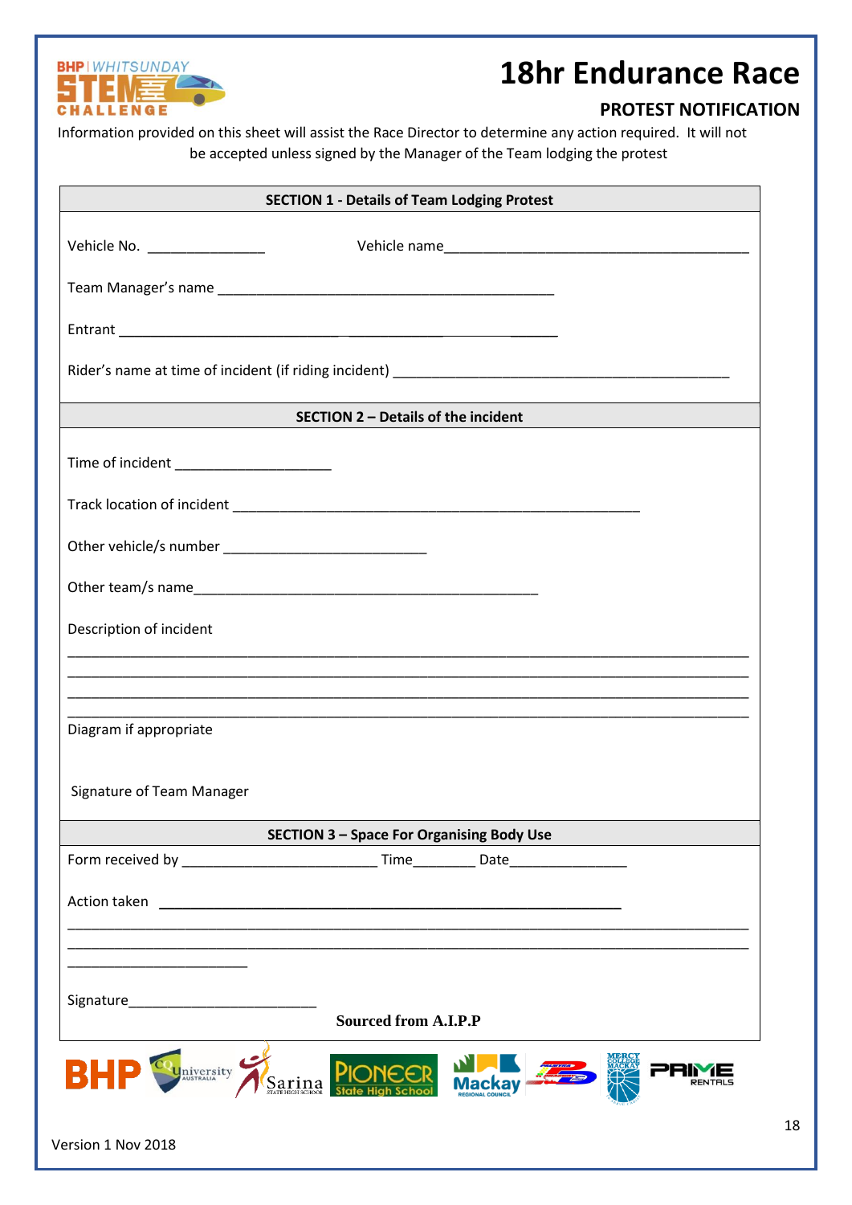# 18hr Endurance Race

## PROTEST NOTIFICATION

Information provided on this sheet will assist the Race Director to determine any action required. It will not be accepted unless signed by the Manager of the Team lodging the protest

**SECTION 1 - Details of Team Lodging Protest**

Vehicle No. _______________ Vehicle name_______________________________________

Team Manager's name ___________________________________________

Entrant ____________________________________________________

Rider's name at time of incident (if riding incident) ___________________________________________

**SECTION 2 – Details of the incident**

Time of incident ____________________

Track location of incident ____________________________________________________

Other vehicle/s number __________________________

Other team/s name____________________________________________

Description of incident

_______________________________________________________________________________________

_______________________________________________________________________________________

_______________________________________________________________________________________

_______________________________________________________________________________________

Diagram if appropriate

Signature of Team Manager

**SECTION 3 – Space For Organising Body Use**

Form received by _________________________ Time________ Date_______________

Action taken ___________________________________________________________

_______________________________________________________________________________________

_______________________________________________________________________________________

_________________________

Signature________________________

**Sourced from A.I.P.P**

Version 1 Nov 2018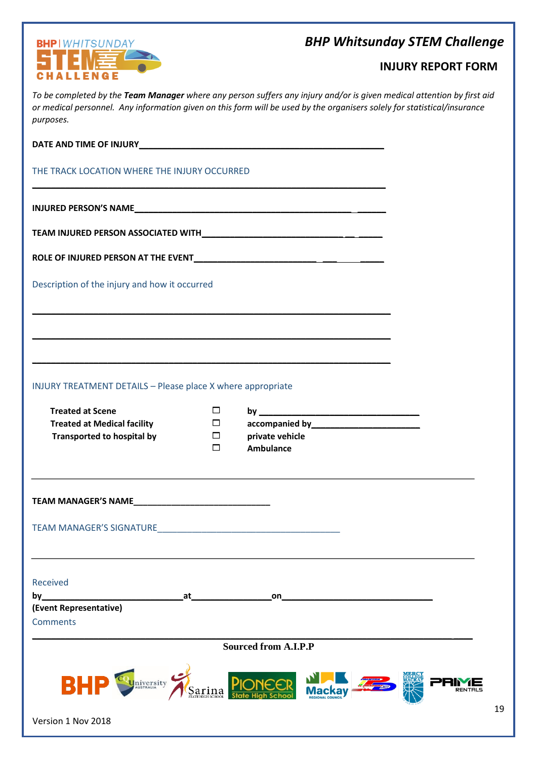# *BHP Whitsunday STEM Challenge*

## INJURY REPORT FORM

*To be completed by the* ***Team Manager*** *where any person suffers any injury and/or is given medical attention by first aid or medical personnel. Any information given on this form will be used by the organisers solely for statistical/insurance purposes.*

**DATE AND TIME OF INJURY**___________________________________________________

THE TRACK LOCATION WHERE THE INJURY OCCURRED

_____________________________________________________________________

**INJURED PERSON'S NAME**________________________________________________ ______

**TEAM INJURED PERSON ASSOCIATED WITH**____________________________ __ _____

**ROLE OF INJURED PERSON AT THE EVENT**_________________________ ___ _____

Description of the injury and how it occurred

_____________________________________________________________________

_____________________________________________________________________

_____________________________________________________________________

INJURY TREATMENT DETAILS – Please place X where appropriate

| | | |
|---|---|---|
| **Treated at Scene** | ☐ | **by** ______________________________ |
| **Treated at Medical facility** | ☐ | **accompanied by**____________________ |
| **Transported to hospital by** | ☐ | **private vehicle** |
| | ☐ | **Ambulance** |

**TEAM MANAGER'S NAME**___________________________

TEAM MANAGER'S SIGNATURE____________________________________

Received
**by**____________________________**at**_______________**on**_____________________________
**(Event Representative)**
Comments

_____________________________________________________________________

**Sourced from A.I.P.P**

Version 1 Nov 2018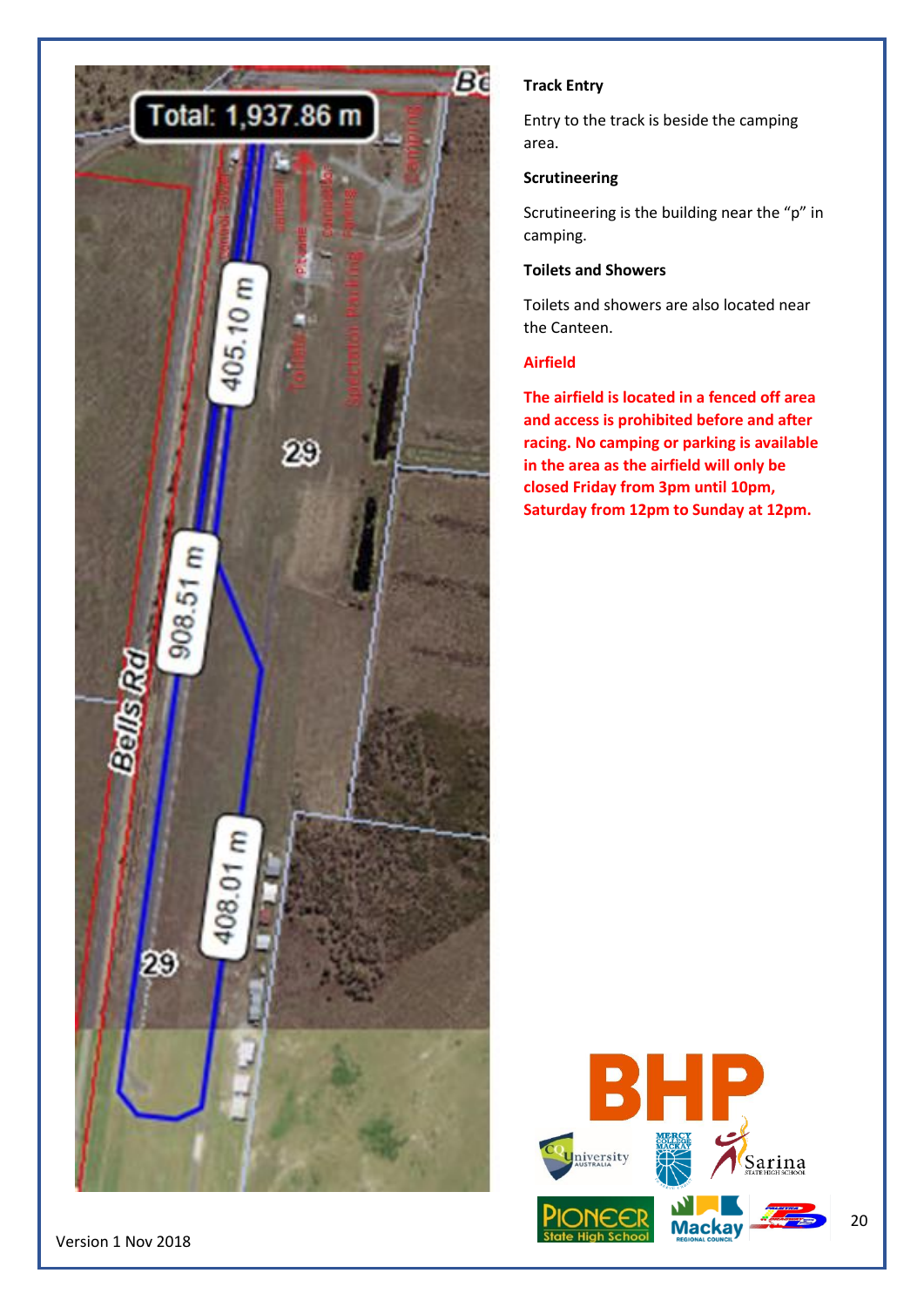Total: 1,937.86 m

405.10 m

908.51 m

408.01 m

Bells Rd

29

29

### Track Entry

Entry to the track is beside the camping area.

### Scrutineering

Scrutineering is the building near the "p" in camping.

### Toilets and Showers

Toilets and showers are also located near the Canteen.

### Airfield

**The airfield is located in a fenced off area and access is prohibited before and after racing. No camping or parking is available in the area as the airfield will only be closed Friday from 3pm until 10pm, Saturday from 12pm to Sunday at 12pm.**

Version 1 Nov 2018